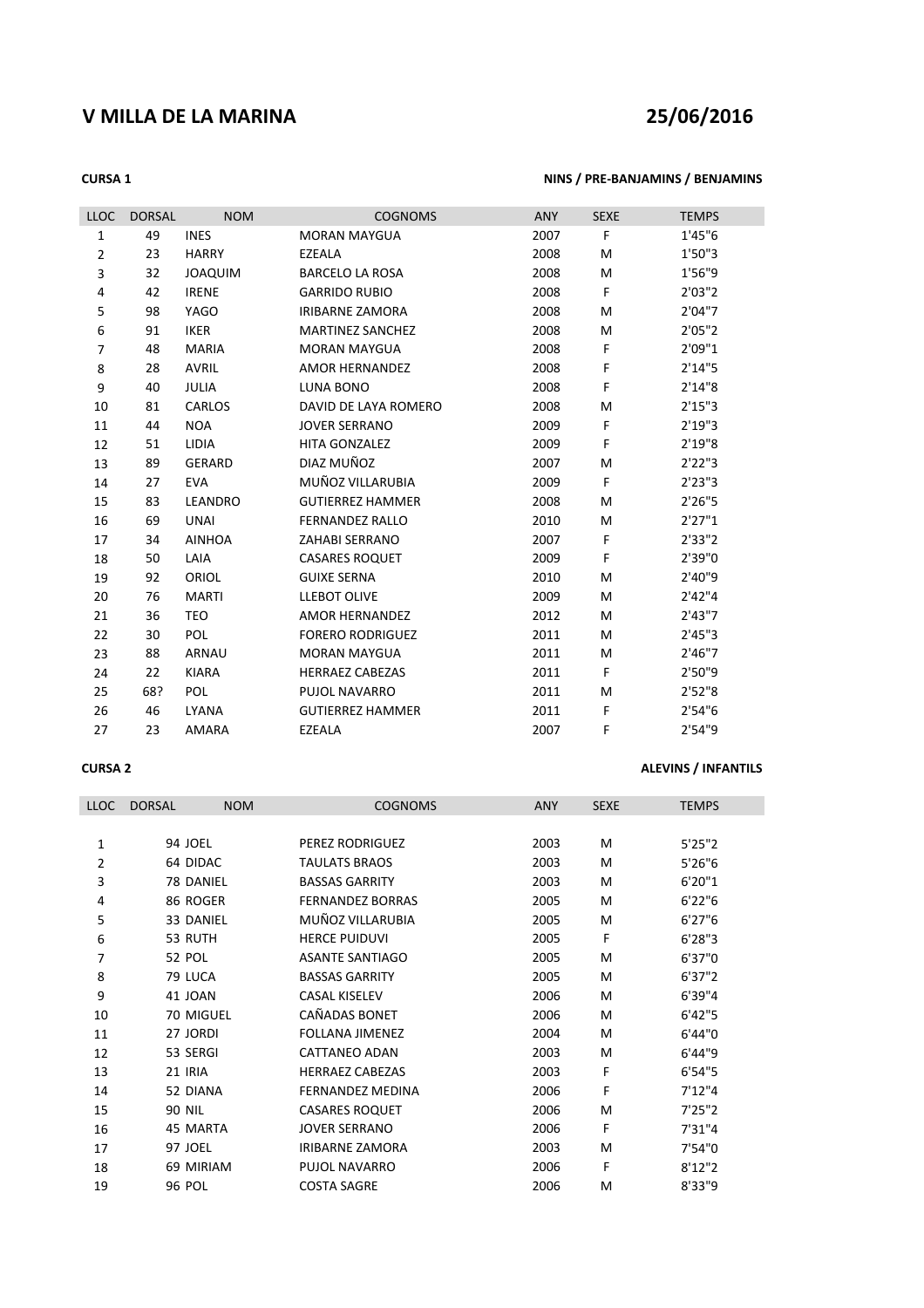# V MILLA DE LA MARINA

**25/06/2016**

**CURSA 1** — **NINS / PRE-BANJAMINS / BENJAMINS**

| LLOC | DORSAL | NOM | COGNOMS | ANY | SEXE | TEMPS |
|---|---|---|---|---|---|---|
| 1 | 49 | INES | MORAN MAYGUA | 2007 | F | 1'45"6 |
| 2 | 23 | HARRY | EZEALA | 2008 | M | 1'50"3 |
| 3 | 32 | JOAQUIM | BARCELO LA ROSA | 2008 | M | 1'56"9 |
| 4 | 42 | IRENE | GARRIDO RUBIO | 2008 | F | 2'03"2 |
| 5 | 98 | YAGO | IRIBARNE ZAMORA | 2008 | M | 2'04"7 |
| 6 | 91 | IKER | MARTINEZ SANCHEZ | 2008 | M | 2'05"2 |
| 7 | 48 | MARIA | MORAN MAYGUA | 2008 | F | 2'09"1 |
| 8 | 28 | AVRIL | AMOR HERNANDEZ | 2008 | F | 2'14"5 |
| 9 | 40 | JULIA | LUNA BONO | 2008 | F | 2'14"8 |
| 10 | 81 | CARLOS | DAVID DE LAYA ROMERO | 2008 | M | 2'15"3 |
| 11 | 44 | NOA | JOVER SERRANO | 2009 | F | 2'19"3 |
| 12 | 51 | LIDIA | HITA GONZALEZ | 2009 | F | 2'19"8 |
| 13 | 89 | GERARD | DIAZ MUÑOZ | 2007 | M | 2'22"3 |
| 14 | 27 | EVA | MUÑOZ VILLARUBIA | 2009 | F | 2'23"3 |
| 15 | 83 | LEANDRO | GUTIERREZ HAMMER | 2008 | M | 2'26"5 |
| 16 | 69 | UNAI | FERNANDEZ RALLO | 2010 | M | 2'27"1 |
| 17 | 34 | AINHOA | ZAHABI SERRANO | 2007 | F | 2'33"2 |
| 18 | 50 | LAIA | CASARES ROQUET | 2009 | F | 2'39"0 |
| 19 | 92 | ORIOL | GUIXE SERNA | 2010 | M | 2'40"9 |
| 20 | 76 | MARTI | LLEBOT OLIVE | 2009 | M | 2'42"4 |
| 21 | 36 | TEO | AMOR HERNANDEZ | 2012 | M | 2'43"7 |
| 22 | 30 | POL | FORERO RODRIGUEZ | 2011 | M | 2'45"3 |
| 23 | 88 | ARNAU | MORAN MAYGUA | 2011 | M | 2'46"7 |
| 24 | 22 | KIARA | HERRAEZ CABEZAS | 2011 | F | 2'50"9 |
| 25 | 68? | POL | PUJOL NAVARRO | 2011 | M | 2'52"8 |
| 26 | 46 | LYANA | GUTIERREZ HAMMER | 2011 | F | 2'54"6 |
| 27 | 23 | AMARA | EZEALA | 2007 | F | 2'54"9 |

**CURSA 2** — **ALEVINS / INFANTILS**

| LLOC | DORSAL | NOM | COGNOMS | ANY | SEXE | TEMPS |
|---|---|---|---|---|---|---|
| 1 | 94 | JOEL | PEREZ RODRIGUEZ | 2003 | M | 5'25"2 |
| 2 | 64 | DIDAC | TAULATS BRAOS | 2003 | M | 5'26"6 |
| 3 | 78 | DANIEL | BASSAS GARRITY | 2003 | M | 6'20"1 |
| 4 | 86 | ROGER | FERNANDEZ BORRAS | 2005 | M | 6'22"6 |
| 5 | 33 | DANIEL | MUÑOZ VILLARUBIA | 2005 | M | 6'27"6 |
| 6 | 53 | RUTH | HERCE PUIDUVI | 2005 | F | 6'28"3 |
| 7 | 52 | POL | ASANTE SANTIAGO | 2005 | M | 6'37"0 |
| 8 | 79 | LUCA | BASSAS GARRITY | 2005 | M | 6'37"2 |
| 9 | 41 | JOAN | CASAL KISELEV | 2006 | M | 6'39"4 |
| 10 | 70 | MIGUEL | CAÑADAS BONET | 2006 | M | 6'42"5 |
| 11 | 27 | JORDI | FOLLANA JIMENEZ | 2004 | M | 6'44"0 |
| 12 | 53 | SERGI | CATTANEO ADAN | 2003 | M | 6'44"9 |
| 13 | 21 | IRIA | HERRAEZ CABEZAS | 2003 | F | 6'54"5 |
| 14 | 52 | DIANA | FERNANDEZ MEDINA | 2006 | F | 7'12"4 |
| 15 | 90 | NIL | CASARES ROQUET | 2006 | M | 7'25"2 |
| 16 | 45 | MARTA | JOVER SERRANO | 2006 | F | 7'31"4 |
| 17 | 97 | JOEL | IRIBARNE ZAMORA | 2003 | M | 7'54"0 |
| 18 | 69 | MIRIAM | PUJOL NAVARRO | 2006 | F | 8'12"2 |
| 19 | 96 | POL | COSTA SAGRE | 2006 | M | 8'33"9 |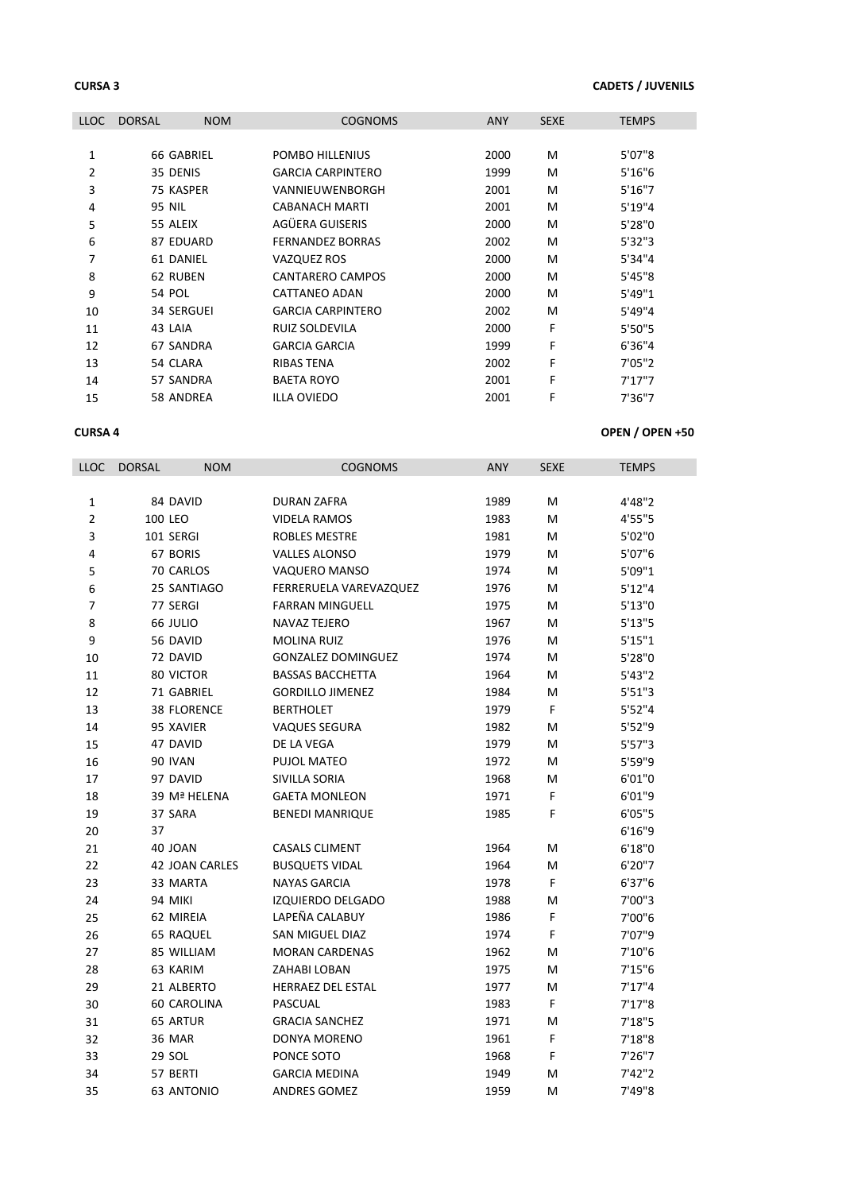**CURSA 3** **CADETS / JUVENILS**

| LLOC | DORSAL | NOM | COGNOMS | ANY | SEXE | TEMPS |
|---|---|---|---|---|---|---|
| 1 | 66 | GABRIEL | POMBO HILLENIUS | 2000 | M | 5'07"8 |
| 2 | 35 | DENIS | GARCIA CARPINTERO | 1999 | M | 5'16"6 |
| 3 | 75 | KASPER | VANNIEUWENBORGH | 2001 | M | 5'16"7 |
| 4 | 95 | NIL | CABANACH MARTI | 2001 | M | 5'19"4 |
| 5 | 55 | ALEIX | AGÜERA GUISERIS | 2000 | M | 5'28"0 |
| 6 | 87 | EDUARD | FERNANDEZ BORRAS | 2002 | M | 5'32"3 |
| 7 | 61 | DANIEL | VAZQUEZ ROS | 2000 | M | 5'34"4 |
| 8 | 62 | RUBEN | CANTARERO CAMPOS | 2000 | M | 5'45"8 |
| 9 | 54 | POL | CATTANEO ADAN | 2000 | M | 5'49"1 |
| 10 | 34 | SERGUEI | GARCIA CARPINTERO | 2002 | M | 5'49"4 |
| 11 | 43 | LAIA | RUIZ SOLDEVILA | 2000 | F | 5'50"5 |
| 12 | 67 | SANDRA | GARCIA GARCIA | 1999 | F | 6'36"4 |
| 13 | 54 | CLARA | RIBAS TENA | 2002 | F | 7'05"2 |
| 14 | 57 | SANDRA | BAETA ROYO | 2001 | F | 7'17"7 |
| 15 | 58 | ANDREA | ILLA OVIEDO | 2001 | F | 7'36"7 |

**CURSA 4** **OPEN / OPEN +50**

| LLOC | DORSAL | NOM | COGNOMS | ANY | SEXE | TEMPS |
|---|---|---|---|---|---|---|
| 1 | 84 | DAVID | DURAN ZAFRA | 1989 | M | 4'48"2 |
| 2 | 100 | LEO | VIDELA RAMOS | 1983 | M | 4'55"5 |
| 3 | 101 | SERGI | ROBLES MESTRE | 1981 | M | 5'02"0 |
| 4 | 67 | BORIS | VALLES ALONSO | 1979 | M | 5'07"6 |
| 5 | 70 | CARLOS | VAQUERO MANSO | 1974 | M | 5'09"1 |
| 6 | 25 | SANTIAGO | FERRERUELA VAREVAZQUEZ | 1976 | M | 5'12"4 |
| 7 | 77 | SERGI | FARRAN MINGUELL | 1975 | M | 5'13"0 |
| 8 | 66 | JULIO | NAVAZ TEJERO | 1967 | M | 5'13"5 |
| 9 | 56 | DAVID | MOLINA RUIZ | 1976 | M | 5'15"1 |
| 10 | 72 | DAVID | GONZALEZ DOMINGUEZ | 1974 | M | 5'28"0 |
| 11 | 80 | VICTOR | BASSAS BACCHETTA | 1964 | M | 5'43"2 |
| 12 | 71 | GABRIEL | GORDILLO JIMENEZ | 1984 | M | 5'51"3 |
| 13 | 38 | FLORENCE | BERTHOLET | 1979 | F | 5'52"4 |
| 14 | 95 | XAVIER | VAQUES SEGURA | 1982 | M | 5'52"9 |
| 15 | 47 | DAVID | DE LA VEGA | 1979 | M | 5'57"3 |
| 16 | 90 | IVAN | PUJOL MATEO | 1972 | M | 5'59"9 |
| 17 | 97 | DAVID | SIVILLA SORIA | 1968 | M | 6'01"0 |
| 18 | 39 | Mª HELENA | GAETA MONLEON | 1971 | F | 6'01"9 |
| 19 | 37 | SARA | BENEDI MANRIQUE | 1985 | F | 6'05"5 |
| 20 | 37 | | | | | 6'16"9 |
| 21 | 40 | JOAN | CASALS CLIMENT | 1964 | M | 6'18"0 |
| 22 | 42 | JOAN CARLES | BUSQUETS VIDAL | 1964 | M | 6'20"7 |
| 23 | 33 | MARTA | NAYAS GARCIA | 1978 | F | 6'37"6 |
| 24 | 94 | MIKI | IZQUIERDO DELGADO | 1988 | M | 7'00"3 |
| 25 | 62 | MIREIA | LAPEÑA CALABUY | 1986 | F | 7'00"6 |
| 26 | 65 | RAQUEL | SAN MIGUEL DIAZ | 1974 | F | 7'07"9 |
| 27 | 85 | WILLIAM | MORAN CARDENAS | 1962 | M | 7'10"6 |
| 28 | 63 | KARIM | ZAHABI LOBAN | 1975 | M | 7'15"6 |
| 29 | 21 | ALBERTO | HERRAEZ DEL ESTAL | 1977 | M | 7'17"4 |
| 30 | 60 | CAROLINA | PASCUAL | 1983 | F | 7'17"8 |
| 31 | 65 | ARTUR | GRACIA SANCHEZ | 1971 | M | 7'18"5 |
| 32 | 36 | MAR | DONYA MORENO | 1961 | F | 7'18"8 |
| 33 | 29 | SOL | PONCE SOTO | 1968 | F | 7'26"7 |
| 34 | 57 | BERTI | GARCIA MEDINA | 1949 | M | 7'42"2 |
| 35 | 63 | ANTONIO | ANDRES GOMEZ | 1959 | M | 7'49"8 |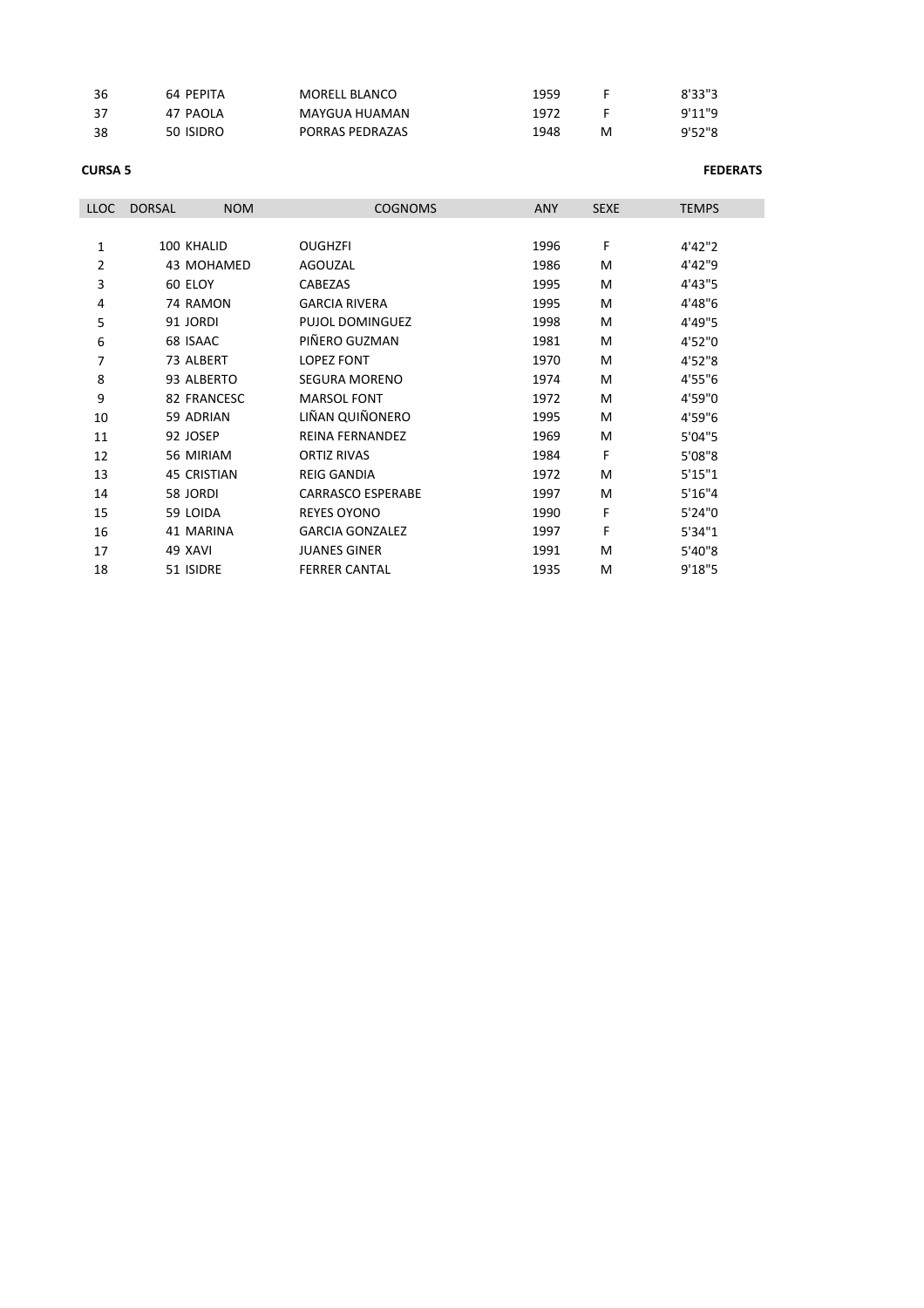| | | | | | | |
|---|---|---|---|---|---|---|
| 36 | 64 | PEPITA | MORELL BLANCO | 1959 | F | 8'33"3 |
| 37 | 47 | PAOLA | MAYGUA HUAMAN | 1972 | F | 9'11"9 |
| 38 | 50 | ISIDRO | PORRAS PEDRAZAS | 1948 | M | 9'52"8 |

**CURSA 5** **FEDERATS**

| LLOC | DORSAL | NOM | COGNOMS | ANY | SEXE | TEMPS |
|---|---|---|---|---|---|---|
| 1 | 100 | KHALID | OUGHZFI | 1996 | F | 4'42"2 |
| 2 | 43 | MOHAMED | AGOUZAL | 1986 | M | 4'42"9 |
| 3 | 60 | ELOY | CABEZAS | 1995 | M | 4'43"5 |
| 4 | 74 | RAMON | GARCIA RIVERA | 1995 | M | 4'48"6 |
| 5 | 91 | JORDI | PUJOL DOMINGUEZ | 1998 | M | 4'49"5 |
| 6 | 68 | ISAAC | PIÑERO GUZMAN | 1981 | M | 4'52"0 |
| 7 | 73 | ALBERT | LOPEZ FONT | 1970 | M | 4'52"8 |
| 8 | 93 | ALBERTO | SEGURA MORENO | 1974 | M | 4'55"6 |
| 9 | 82 | FRANCESC | MARSOL FONT | 1972 | M | 4'59"0 |
| 10 | 59 | ADRIAN | LIÑAN QUIÑONERO | 1995 | M | 4'59"6 |
| 11 | 92 | JOSEP | REINA FERNANDEZ | 1969 | M | 5'04"5 |
| 12 | 56 | MIRIAM | ORTIZ RIVAS | 1984 | F | 5'08"8 |
| 13 | 45 | CRISTIAN | REIG GANDIA | 1972 | M | 5'15"1 |
| 14 | 58 | JORDI | CARRASCO ESPERABE | 1997 | M | 5'16"4 |
| 15 | 59 | LOIDA | REYES OYONO | 1990 | F | 5'24"0 |
| 16 | 41 | MARINA | GARCIA GONZALEZ | 1997 | F | 5'34"1 |
| 17 | 49 | XAVI | JUANES GINER | 1991 | M | 5'40"8 |
| 18 | 51 | ISIDRE | FERRER CANTAL | 1935 | M | 9'18"5 |